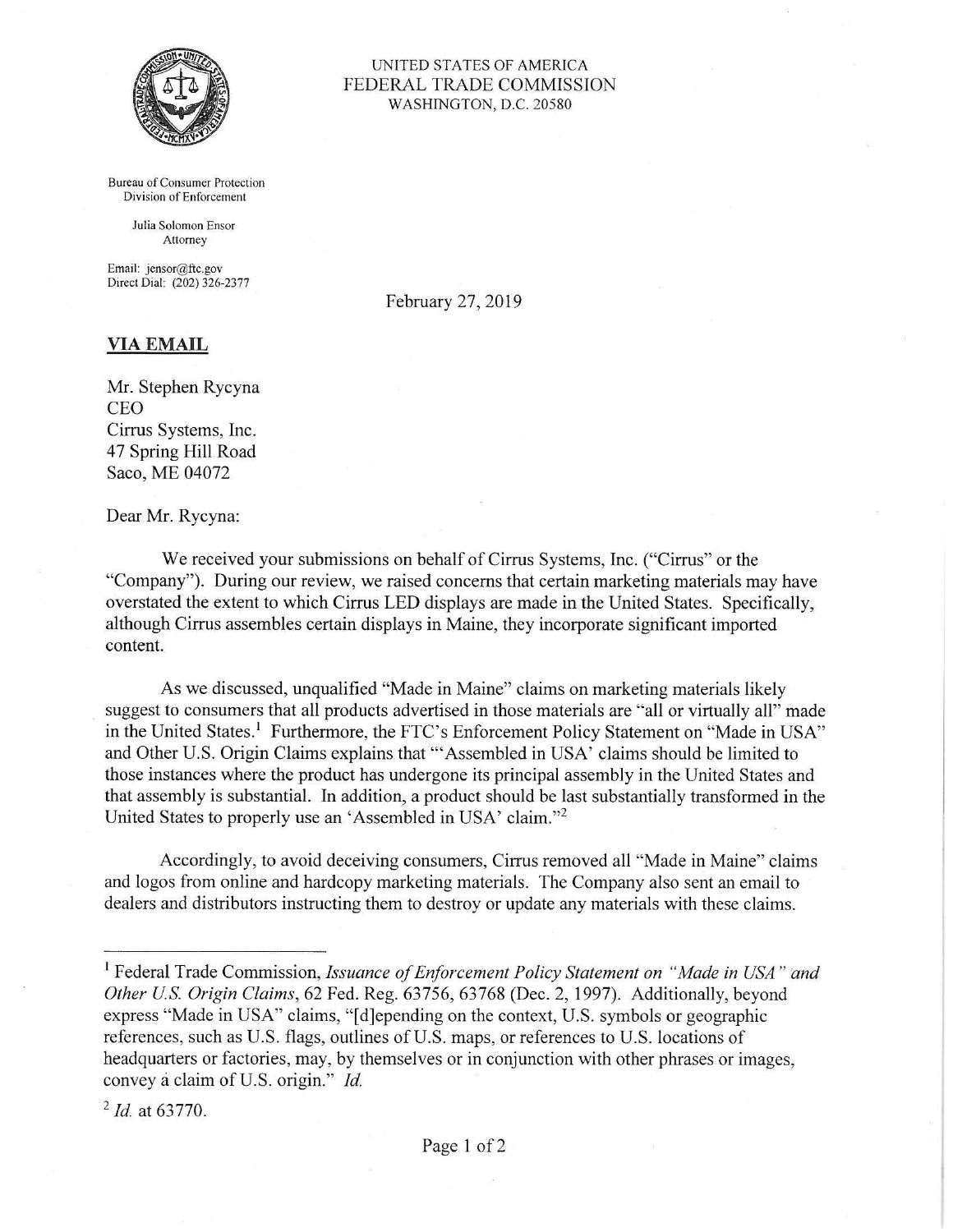UNITED STATES OF AMERICA
FEDERAL TRADE COMMISSION
WASHINGTON, D.C. 20580

Bureau of Consumer Protection
Division of Enforcement

Julia Solomon Ensor
Attorney

Email: jensor@ftc.gov
Direct Dial: (202) 326-2377

February 27, 2019

**VIA EMAIL**

Mr. Stephen Rycyna
CEO
Cirrus Systems, Inc.
47 Spring Hill Road
Saco, ME 04072

Dear Mr. Rycyna:

We received your submissions on behalf of Cirrus Systems, Inc. ("Cirrus" or the "Company"). During our review, we raised concerns that certain marketing materials may have overstated the extent to which Cirrus LED displays are made in the United States. Specifically, although Cirrus assembles certain displays in Maine, they incorporate significant imported content.

As we discussed, unqualified "Made in Maine" claims on marketing materials likely suggest to consumers that all products advertised in those materials are "all or virtually all" made in the United States.[1] Furthermore, the FTC's Enforcement Policy Statement on "Made in USA" and Other U.S. Origin Claims explains that "'Assembled in USA' claims should be limited to those instances where the product has undergone its principal assembly in the United States and that assembly is substantial. In addition, a product should be last substantially transformed in the United States to properly use an 'Assembled in USA' claim."[2]

Accordingly, to avoid deceiving consumers, Cirrus removed all "Made in Maine" claims and logos from online and hardcopy marketing materials. The Company also sent an email to dealers and distributors instructing them to destroy or update any materials with these claims.

---

[1] Federal Trade Commission, *Issuance of Enforcement Policy Statement on "Made in USA" and Other U.S. Origin Claims*, 62 Fed. Reg. 63756, 63768 (Dec. 2, 1997). Additionally, beyond express "Made in USA" claims, "[d]epending on the context, U.S. symbols or geographic references, such as U.S. flags, outlines of U.S. maps, or references to U.S. locations of headquarters or factories, may, by themselves or in conjunction with other phrases or images, convey a claim of U.S. origin." *Id.*

[2] *Id.* at 63770.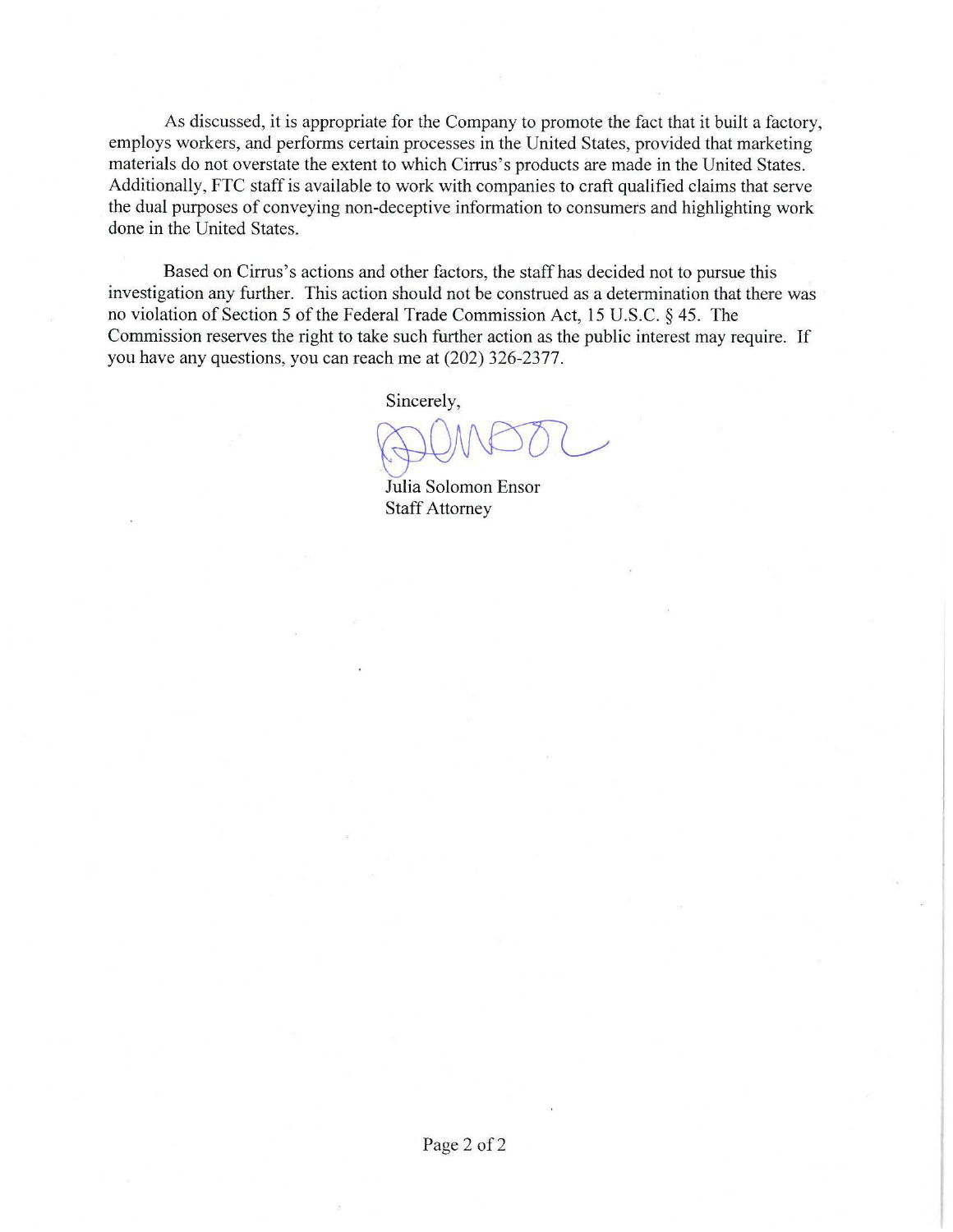As discussed, it is appropriate for the Company to promote the fact that it built a factory, employs workers, and performs certain processes in the United States, provided that marketing materials do not overstate the extent to which Cirrus's products are made in the United States. Additionally, FTC staff is available to work with companies to craft qualified claims that serve the dual purposes of conveying non-deceptive information to consumers and highlighting work done in the United States.

Based on Cirrus's actions and other factors, the staff has decided not to pursue this investigation any further. This action should not be construed as a determination that there was no violation of Section 5 of the Federal Trade Commission Act, 15 U.S.C. § 45. The Commission reserves the right to take such further action as the public interest may require. If you have any questions, you can reach me at (202) 326-2377.

Sincerely,

Julia Solomon Ensor
Staff Attorney